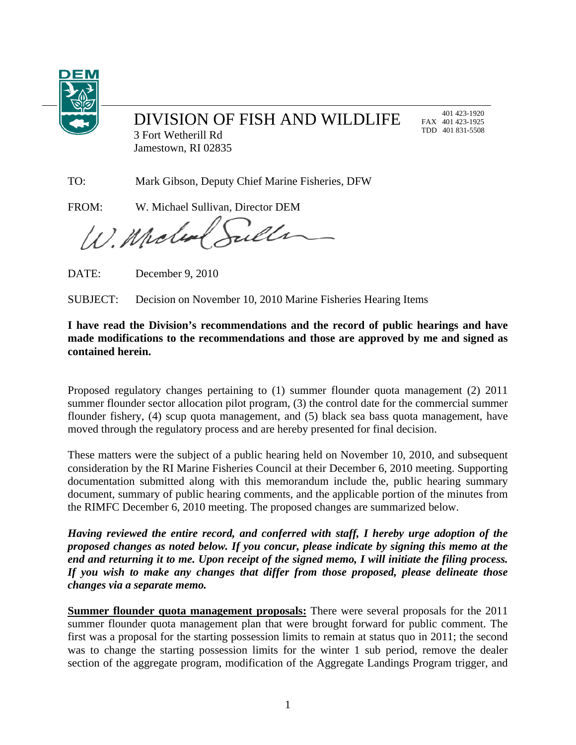DEM

# DIVISION OF FISH AND WILDLIFE

3 Fort Wetherill Rd
Jamestown, RI 02835

401 423-1920
FAX 401 423-1925
TDD 401 831-5508

TO: Mark Gibson, Deputy Chief Marine Fisheries, DFW

FROM: W. Michael Sullivan, Director DEM

DATE: December 9, 2010

SUBJECT: Decision on November 10, 2010 Marine Fisheries Hearing Items

**I have read the Division's recommendations and the record of public hearings and have made modifications to the recommendations and those are approved by me and signed as contained herein.**

Proposed regulatory changes pertaining to (1) summer flounder quota management (2) 2011 summer flounder sector allocation pilot program, (3) the control date for the commercial summer flounder fishery, (4) scup quota management, and (5) black sea bass quota management, have moved through the regulatory process and are hereby presented for final decision.

These matters were the subject of a public hearing held on November 10, 2010, and subsequent consideration by the RI Marine Fisheries Council at their December 6, 2010 meeting. Supporting documentation submitted along with this memorandum include the, public hearing summary document, summary of public hearing comments, and the applicable portion of the minutes from the RIMFC December 6, 2010 meeting. The proposed changes are summarized below.

***Having reviewed the entire record, and conferred with staff, I hereby urge adoption of the proposed changes as noted below. If you concur, please indicate by signing this memo at the end and returning it to me. Upon receipt of the signed memo, I will initiate the filing process. If you wish to make any changes that differ from those proposed, please delineate those changes via a separate memo.***

**Summer flounder quota management proposals:** There were several proposals for the 2011 summer flounder quota management plan that were brought forward for public comment. The first was a proposal for the starting possession limits to remain at status quo in 2011; the second was to change the starting possession limits for the winter 1 sub period, remove the dealer section of the aggregate program, modification of the Aggregate Landings Program trigger, and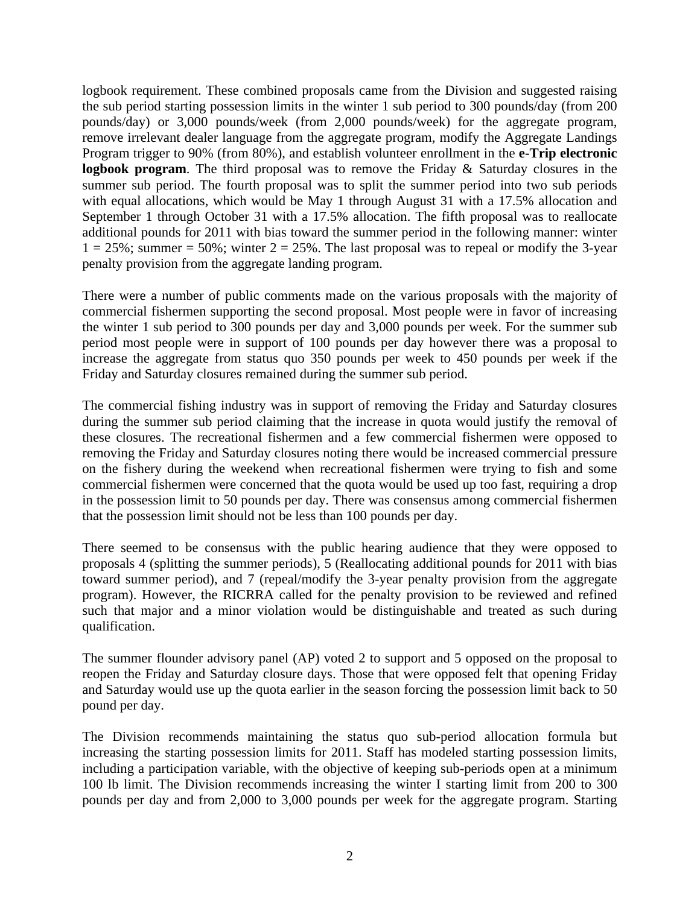logbook requirement. These combined proposals came from the Division and suggested raising the sub period starting possession limits in the winter 1 sub period to 300 pounds/day (from 200 pounds/day) or 3,000 pounds/week (from 2,000 pounds/week) for the aggregate program, remove irrelevant dealer language from the aggregate program, modify the Aggregate Landings Program trigger to 90% (from 80%), and establish volunteer enrollment in the **e-Trip electronic logbook program**. The third proposal was to remove the Friday & Saturday closures in the summer sub period. The fourth proposal was to split the summer period into two sub periods with equal allocations, which would be May 1 through August 31 with a 17.5% allocation and September 1 through October 31 with a 17.5% allocation. The fifth proposal was to reallocate additional pounds for 2011 with bias toward the summer period in the following manner: winter 1 = 25%; summer = 50%; winter 2 = 25%. The last proposal was to repeal or modify the 3-year penalty provision from the aggregate landing program.

There were a number of public comments made on the various proposals with the majority of commercial fishermen supporting the second proposal. Most people were in favor of increasing the winter 1 sub period to 300 pounds per day and 3,000 pounds per week. For the summer sub period most people were in support of 100 pounds per day however there was a proposal to increase the aggregate from status quo 350 pounds per week to 450 pounds per week if the Friday and Saturday closures remained during the summer sub period.

The commercial fishing industry was in support of removing the Friday and Saturday closures during the summer sub period claiming that the increase in quota would justify the removal of these closures. The recreational fishermen and a few commercial fishermen were opposed to removing the Friday and Saturday closures noting there would be increased commercial pressure on the fishery during the weekend when recreational fishermen were trying to fish and some commercial fishermen were concerned that the quota would be used up too fast, requiring a drop in the possession limit to 50 pounds per day. There was consensus among commercial fishermen that the possession limit should not be less than 100 pounds per day.

There seemed to be consensus with the public hearing audience that they were opposed to proposals 4 (splitting the summer periods), 5 (Reallocating additional pounds for 2011 with bias toward summer period), and 7 (repeal/modify the 3-year penalty provision from the aggregate program). However, the RICRRA called for the penalty provision to be reviewed and refined such that major and a minor violation would be distinguishable and treated as such during qualification.

The summer flounder advisory panel (AP) voted 2 to support and 5 opposed on the proposal to reopen the Friday and Saturday closure days. Those that were opposed felt that opening Friday and Saturday would use up the quota earlier in the season forcing the possession limit back to 50 pound per day.

The Division recommends maintaining the status quo sub-period allocation formula but increasing the starting possession limits for 2011. Staff has modeled starting possession limits, including a participation variable, with the objective of keeping sub-periods open at a minimum 100 lb limit. The Division recommends increasing the winter I starting limit from 200 to 300 pounds per day and from 2,000 to 3,000 pounds per week for the aggregate program. Starting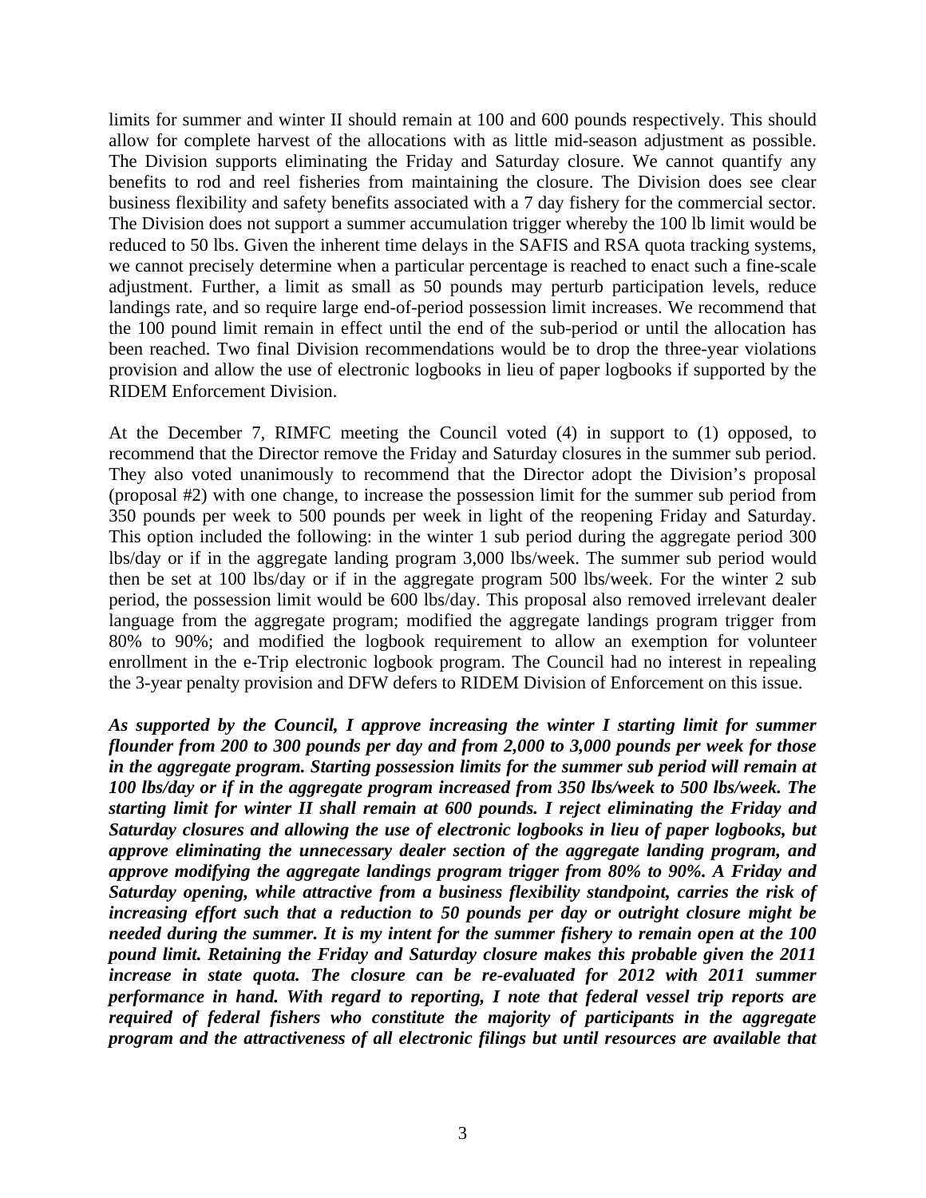limits for summer and winter II should remain at 100 and 600 pounds respectively. This should allow for complete harvest of the allocations with as little mid-season adjustment as possible. The Division supports eliminating the Friday and Saturday closure. We cannot quantify any benefits to rod and reel fisheries from maintaining the closure. The Division does see clear business flexibility and safety benefits associated with a 7 day fishery for the commercial sector. The Division does not support a summer accumulation trigger whereby the 100 lb limit would be reduced to 50 lbs. Given the inherent time delays in the SAFIS and RSA quota tracking systems, we cannot precisely determine when a particular percentage is reached to enact such a fine-scale adjustment. Further, a limit as small as 50 pounds may perturb participation levels, reduce landings rate, and so require large end-of-period possession limit increases. We recommend that the 100 pound limit remain in effect until the end of the sub-period or until the allocation has been reached. Two final Division recommendations would be to drop the three-year violations provision and allow the use of electronic logbooks in lieu of paper logbooks if supported by the RIDEM Enforcement Division.

At the December 7, RIMFC meeting the Council voted (4) in support to (1) opposed, to recommend that the Director remove the Friday and Saturday closures in the summer sub period. They also voted unanimously to recommend that the Director adopt the Division's proposal (proposal #2) with one change, to increase the possession limit for the summer sub period from 350 pounds per week to 500 pounds per week in light of the reopening Friday and Saturday. This option included the following: in the winter 1 sub period during the aggregate period 300 lbs/day or if in the aggregate landing program 3,000 lbs/week. The summer sub period would then be set at 100 lbs/day or if in the aggregate program 500 lbs/week. For the winter 2 sub period, the possession limit would be 600 lbs/day. This proposal also removed irrelevant dealer language from the aggregate program; modified the aggregate landings program trigger from 80% to 90%; and modified the logbook requirement to allow an exemption for volunteer enrollment in the e-Trip electronic logbook program. The Council had no interest in repealing the 3-year penalty provision and DFW defers to RIDEM Division of Enforcement on this issue.

***As supported by the Council, I approve increasing the winter I starting limit for summer flounder from 200 to 300 pounds per day and from 2,000 to 3,000 pounds per week for those in the aggregate program. Starting possession limits for the summer sub period will remain at 100 lbs/day or if in the aggregate program increased from 350 lbs/week to 500 lbs/week. The starting limit for winter II shall remain at 600 pounds. I reject eliminating the Friday and Saturday closures and allowing the use of electronic logbooks in lieu of paper logbooks, but approve eliminating the unnecessary dealer section of the aggregate landing program, and approve modifying the aggregate landings program trigger from 80% to 90%. A Friday and Saturday opening, while attractive from a business flexibility standpoint, carries the risk of increasing effort such that a reduction to 50 pounds per day or outright closure might be needed during the summer. It is my intent for the summer fishery to remain open at the 100 pound limit. Retaining the Friday and Saturday closure makes this probable given the 2011 increase in state quota. The closure can be re-evaluated for 2012 with 2011 summer performance in hand. With regard to reporting, I note that federal vessel trip reports are required of federal fishers who constitute the majority of participants in the aggregate program and the attractiveness of all electronic filings but until resources are available that***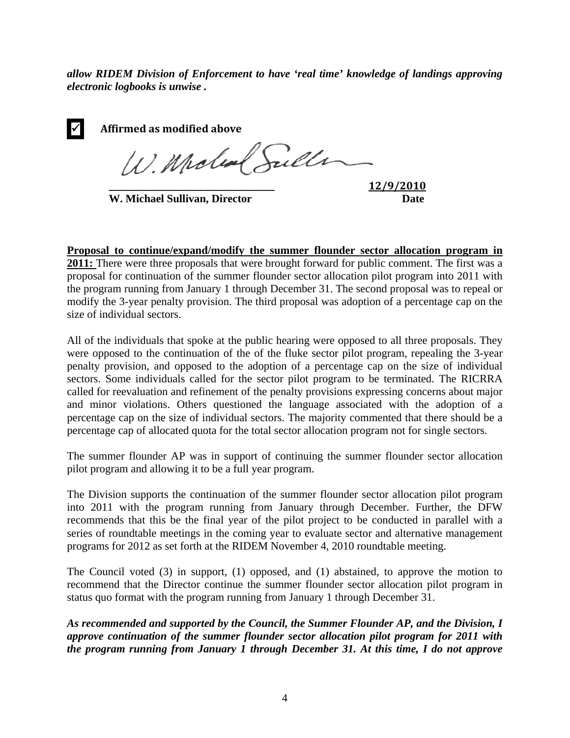***allow RIDEM Division of Enforcement to have 'real time' knowledge of landings approving electronic logbooks is unwise .***

☑ **Affirmed as modified above**

_____________________________ **12/9/2010**

**W. Michael Sullivan, Director** **Date**

**Proposal to continue/expand/modify the summer flounder sector allocation program in 2011:** There were three proposals that were brought forward for public comment. The first was a proposal for continuation of the summer flounder sector allocation pilot program into 2011 with the program running from January 1 through December 31. The second proposal was to repeal or modify the 3-year penalty provision. The third proposal was adoption of a percentage cap on the size of individual sectors.

All of the individuals that spoke at the public hearing were opposed to all three proposals. They were opposed to the continuation of the of the fluke sector pilot program, repealing the 3-year penalty provision, and opposed to the adoption of a percentage cap on the size of individual sectors. Some individuals called for the sector pilot program to be terminated. The RICRRA called for reevaluation and refinement of the penalty provisions expressing concerns about major and minor violations. Others questioned the language associated with the adoption of a percentage cap on the size of individual sectors. The majority commented that there should be a percentage cap of allocated quota for the total sector allocation program not for single sectors.

The summer flounder AP was in support of continuing the summer flounder sector allocation pilot program and allowing it to be a full year program.

The Division supports the continuation of the summer flounder sector allocation pilot program into 2011 with the program running from January through December. Further, the DFW recommends that this be the final year of the pilot project to be conducted in parallel with a series of roundtable meetings in the coming year to evaluate sector and alternative management programs for 2012 as set forth at the RIDEM November 4, 2010 roundtable meeting.

The Council voted (3) in support, (1) opposed, and (1) abstained, to approve the motion to recommend that the Director continue the summer flounder sector allocation pilot program in status quo format with the program running from January 1 through December 31.

***As recommended and supported by the Council, the Summer Flounder AP, and the Division, I approve continuation of the summer flounder sector allocation pilot program for 2011 with the program running from January 1 through December 31. At this time, I do not approve***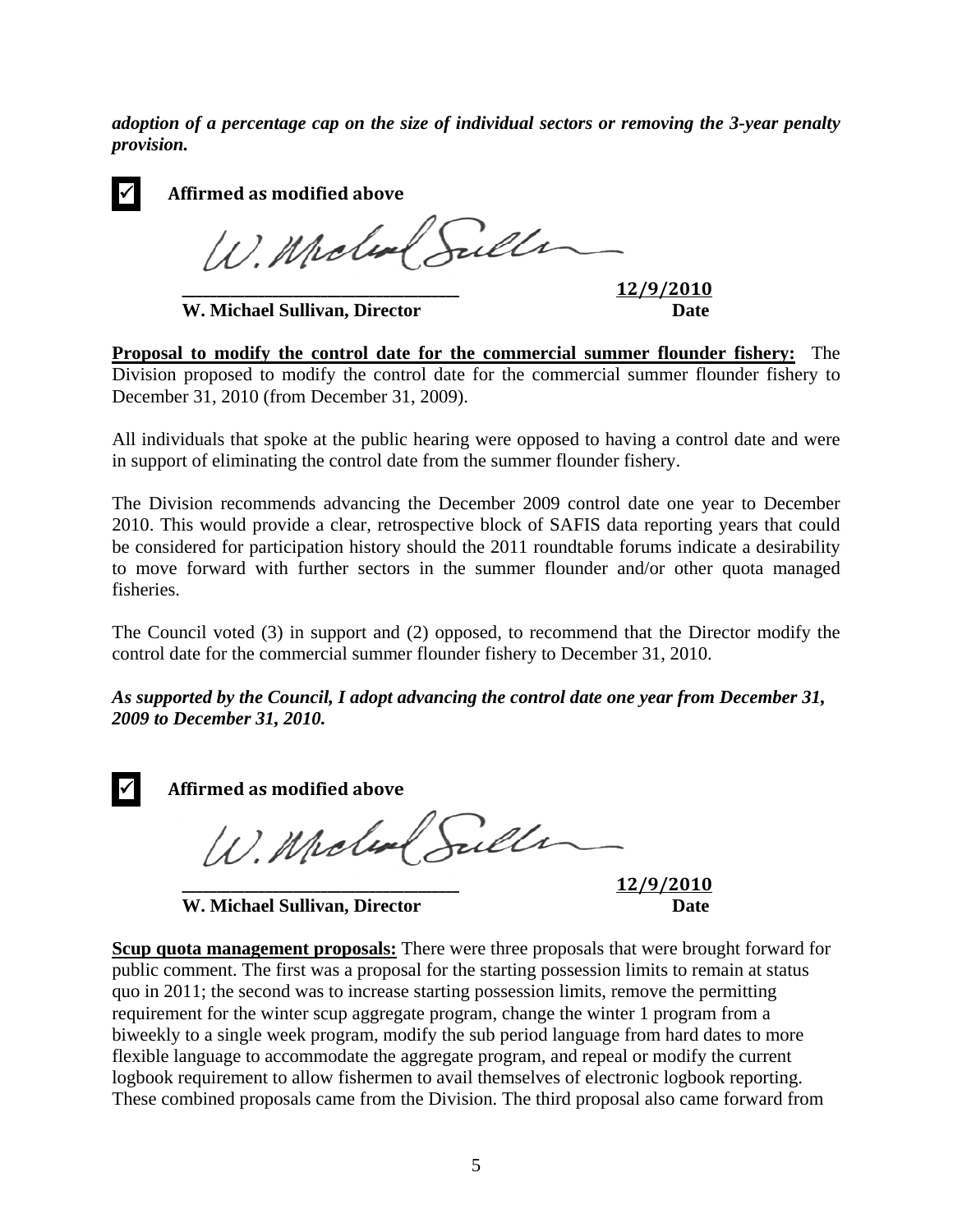***adoption of a percentage cap on the size of individual sectors or removing the 3-year penalty provision.***

☑ **Affirmed as modified above**

_______________________________ **12/9/2010**
**W. Michael Sullivan, Director** **Date**

**Proposal to modify the control date for the commercial summer flounder fishery:** The Division proposed to modify the control date for the commercial summer flounder fishery to December 31, 2010 (from December 31, 2009).

All individuals that spoke at the public hearing were opposed to having a control date and were in support of eliminating the control date from the summer flounder fishery.

The Division recommends advancing the December 2009 control date one year to December 2010. This would provide a clear, retrospective block of SAFIS data reporting years that could be considered for participation history should the 2011 roundtable forums indicate a desirability to move forward with further sectors in the summer flounder and/or other quota managed fisheries.

The Council voted (3) in support and (2) opposed, to recommend that the Director modify the control date for the commercial summer flounder fishery to December 31, 2010.

***As supported by the Council, I adopt advancing the control date one year from December 31, 2009 to December 31, 2010.***

☑ **Affirmed as modified above**

_______________________________ **12/9/2010**
**W. Michael Sullivan, Director** **Date**

**Scup quota management proposals:** There were three proposals that were brought forward for public comment. The first was a proposal for the starting possession limits to remain at status quo in 2011; the second was to increase starting possession limits, remove the permitting requirement for the winter scup aggregate program, change the winter 1 program from a biweekly to a single week program, modify the sub period language from hard dates to more flexible language to accommodate the aggregate program, and repeal or modify the current logbook requirement to allow fishermen to avail themselves of electronic logbook reporting. These combined proposals came from the Division. The third proposal also came forward from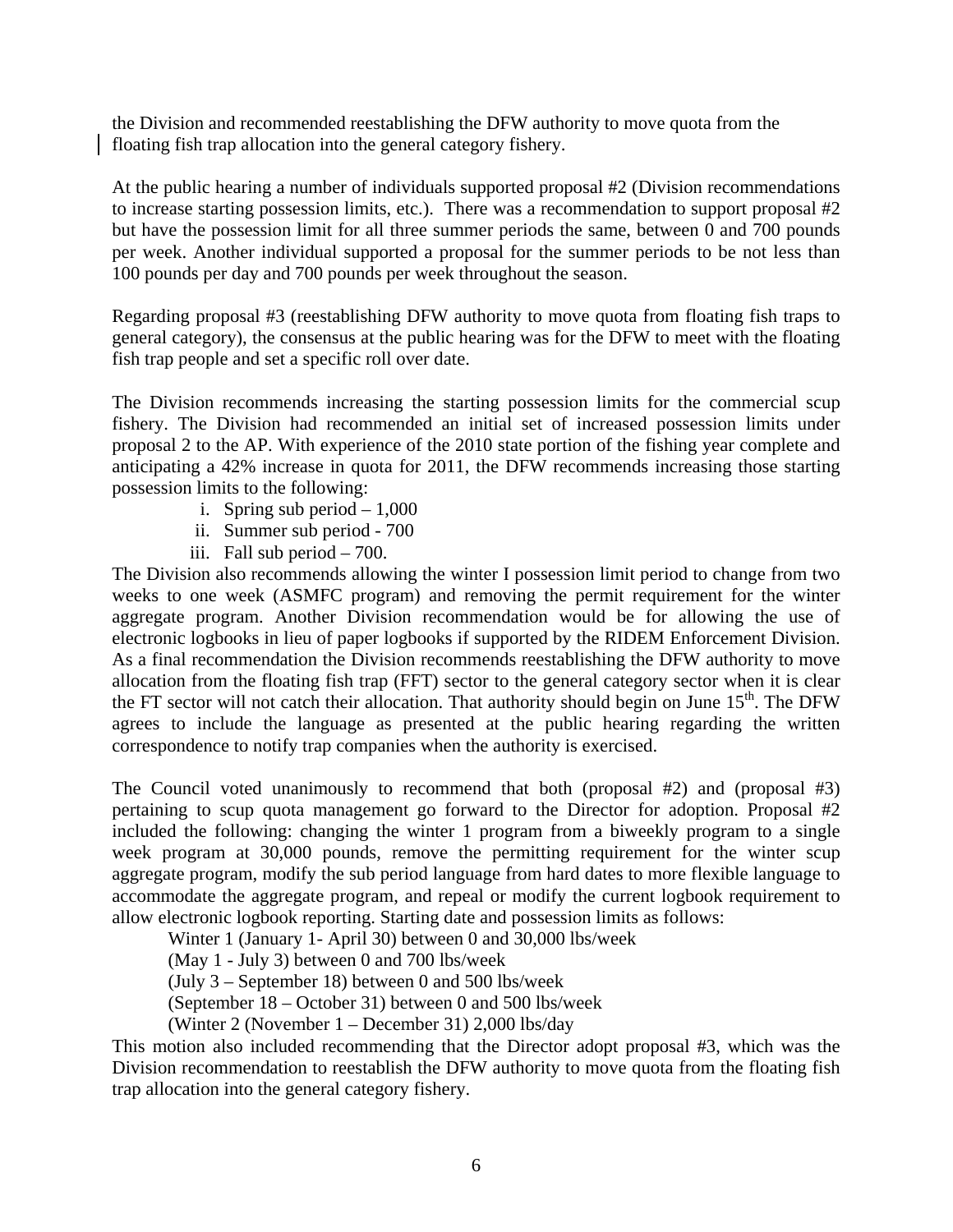the Division and recommended reestablishing the DFW authority to move quota from the floating fish trap allocation into the general category fishery.

At the public hearing a number of individuals supported proposal #2 (Division recommendations to increase starting possession limits, etc.). There was a recommendation to support proposal #2 but have the possession limit for all three summer periods the same, between 0 and 700 pounds per week. Another individual supported a proposal for the summer periods to be not less than 100 pounds per day and 700 pounds per week throughout the season.

Regarding proposal #3 (reestablishing DFW authority to move quota from floating fish traps to general category), the consensus at the public hearing was for the DFW to meet with the floating fish trap people and set a specific roll over date.

The Division recommends increasing the starting possession limits for the commercial scup fishery. The Division had recommended an initial set of increased possession limits under proposal 2 to the AP. With experience of the 2010 state portion of the fishing year complete and anticipating a 42% increase in quota for 2011, the DFW recommends increasing those starting possession limits to the following:

i. Spring sub period – 1,000
ii. Summer sub period - 700
iii. Fall sub period – 700.

The Division also recommends allowing the winter I possession limit period to change from two weeks to one week (ASMFC program) and removing the permit requirement for the winter aggregate program. Another Division recommendation would be for allowing the use of electronic logbooks in lieu of paper logbooks if supported by the RIDEM Enforcement Division. As a final recommendation the Division recommends reestablishing the DFW authority to move allocation from the floating fish trap (FFT) sector to the general category sector when it is clear the FT sector will not catch their allocation. That authority should begin on June 15th. The DFW agrees to include the language as presented at the public hearing regarding the written correspondence to notify trap companies when the authority is exercised.

The Council voted unanimously to recommend that both (proposal #2) and (proposal #3) pertaining to scup quota management go forward to the Director for adoption. Proposal #2 included the following: changing the winter 1 program from a biweekly program to a single week program at 30,000 pounds, remove the permitting requirement for the winter scup aggregate program, modify the sub period language from hard dates to more flexible language to accommodate the aggregate program, and repeal or modify the current logbook requirement to allow electronic logbook reporting. Starting date and possession limits as follows:

Winter 1 (January 1- April 30) between 0 and 30,000 lbs/week
(May 1 - July 3) between 0 and 700 lbs/week
(July 3 – September 18) between 0 and 500 lbs/week
(September 18 – October 31) between 0 and 500 lbs/week
(Winter 2 (November 1 – December 31) 2,000 lbs/day

This motion also included recommending that the Director adopt proposal #3, which was the Division recommendation to reestablish the DFW authority to move quota from the floating fish trap allocation into the general category fishery.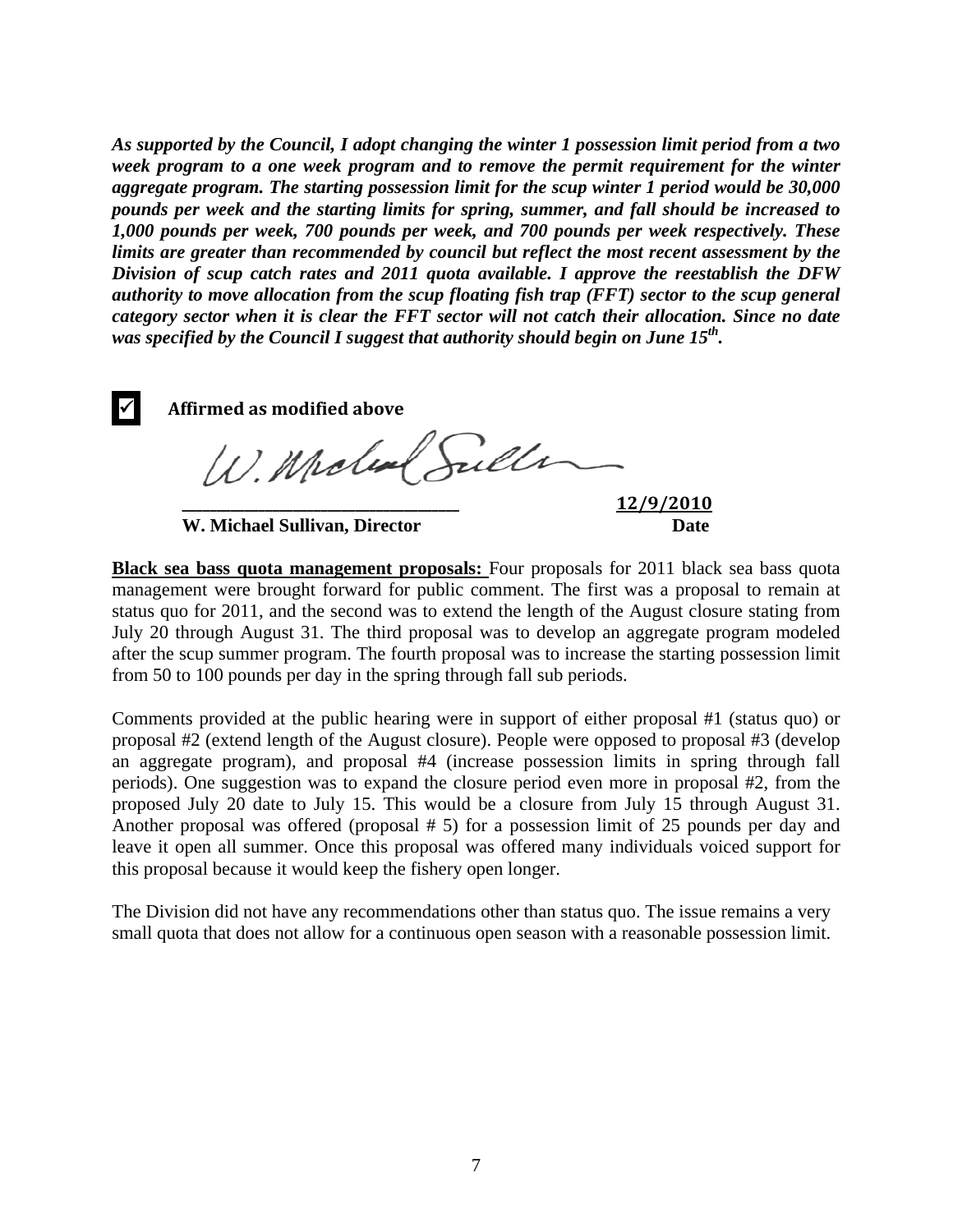***As supported by the Council, I adopt changing the winter 1 possession limit period from a two week program to a one week program and to remove the permit requirement for the winter aggregate program. The starting possession limit for the scup winter 1 period would be 30,000 pounds per week and the starting limits for spring, summer, and fall should be increased to 1,000 pounds per week, 700 pounds per week, and 700 pounds per week respectively. These limits are greater than recommended by council but reflect the most recent assessment by the Division of scup catch rates and 2011 quota available. I approve the reestablish the DFW authority to move allocation from the scup floating fish trap (FFT) sector to the scup general category sector when it is clear the FFT sector will not catch their allocation. Since no date was specified by the Council I suggest that authority should begin on June 15th.***

☑ **Affirmed as modified above**

______________________________ **12/9/2010**
**W. Michael Sullivan, Director** **Date**

**Black sea bass quota management proposals:** Four proposals for 2011 black sea bass quota management were brought forward for public comment. The first was a proposal to remain at status quo for 2011, and the second was to extend the length of the August closure stating from July 20 through August 31. The third proposal was to develop an aggregate program modeled after the scup summer program. The fourth proposal was to increase the starting possession limit from 50 to 100 pounds per day in the spring through fall sub periods.

Comments provided at the public hearing were in support of either proposal #1 (status quo) or proposal #2 (extend length of the August closure). People were opposed to proposal #3 (develop an aggregate program), and proposal #4 (increase possession limits in spring through fall periods). One suggestion was to expand the closure period even more in proposal #2, from the proposed July 20 date to July 15. This would be a closure from July 15 through August 31. Another proposal was offered (proposal # 5) for a possession limit of 25 pounds per day and leave it open all summer. Once this proposal was offered many individuals voiced support for this proposal because it would keep the fishery open longer.

The Division did not have any recommendations other than status quo. The issue remains a very small quota that does not allow for a continuous open season with a reasonable possession limit.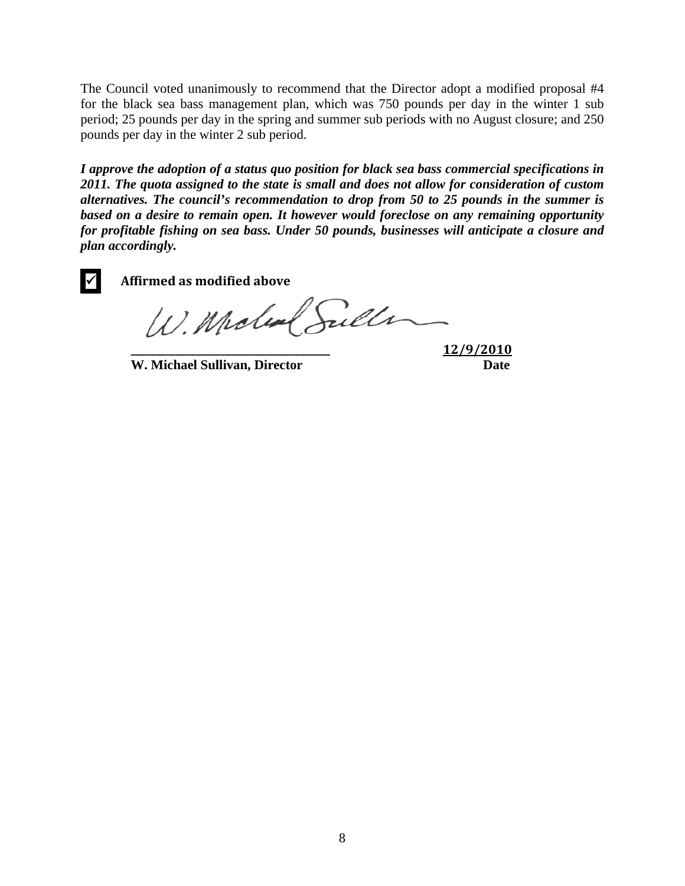The Council voted unanimously to recommend that the Director adopt a modified proposal #4 for the black sea bass management plan, which was 750 pounds per day in the winter 1 sub period; 25 pounds per day in the spring and summer sub periods with no August closure; and 250 pounds per day in the winter 2 sub period.

***I approve the adoption of a status quo position for black sea bass commercial specifications in 2011. The quota assigned to the state is small and does not allow for consideration of custom alternatives. The council's recommendation to drop from 50 to 25 pounds in the summer is based on a desire to remain open. It however would foreclose on any remaining opportunity for profitable fishing on sea bass. Under 50 pounds, businesses will anticipate a closure and plan accordingly.***

☑ **Affirmed as modified above**

_______________________________ **12/9/2010**

**W. Michael Sullivan, Director** **Date**